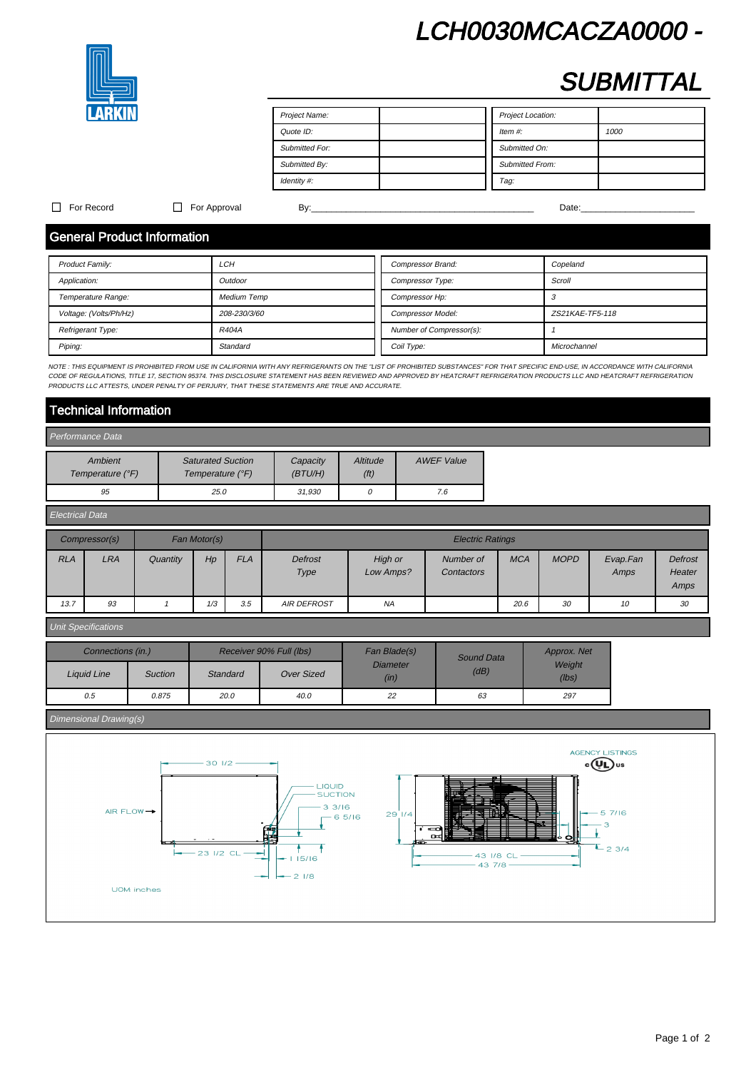# LCH0030MCACZA0000 - SUBMITTAL

LARKIN

| Project Name: | | Project Location: | |
|---|---|---|---|
| Quote ID: | | Item #: | 1000 |
| Submitted For: | | Submitted On: | |
| Submitted By: | | Submitted From: | |
| Identity #: | | Tag: | |

☐ For Record ☐ For Approval By:____________________________________________ Date:______________________

## General Product Information

| Product Family: | LCH | Compressor Brand: | Copeland |
|---|---|---|---|
| Application: | Outdoor | Compressor Type: | Scroll |
| Temperature Range: | Medium Temp | Compressor Hp: | 3 |
| Voltage: (Volts/Ph/Hz) | 208-230/3/60 | Compressor Model: | ZS21KAE-TF5-118 |
| Refrigerant Type: | R404A | Number of Compressor(s): | 1 |
| Piping: | Standard | Coil Type: | Microchannel |

*NOTE : THIS EQUIPMENT IS PROHIBITED FROM USE IN CALIFORNIA WITH ANY REFRIGERANTS ON THE "LIST OF PROHIBITED SUBSTANCES" FOR THAT SPECIFIC END-USE, IN ACCORDANCE WITH CALIFORNIA CODE OF REGULATIONS, TITLE 17, SECTION 95374. THIS DISCLOSURE STATEMENT HAS BEEN REVIEWED AND APPROVED BY HEATCRAFT REFRIGERATION PRODUCTS LLC AND HEATCRAFT REFRIGERATION PRODUCTS LLC ATTESTS, UNDER PENALTY OF PERJURY, THAT THESE STATEMENTS ARE TRUE AND ACCURATE.*

## Technical Information

### Performance Data

| Ambient Temperature (°F) | Saturated Suction Temperature (°F) | Capacity (BTU/H) | Altitude (ft) | AWEF Value |
|---|---|---|---|---|
| 95 | 25.0 | 31,930 | 0 | 7.6 |

### Electrical Data

| Compressor(s) | | Fan Motor(s) | | | Electric Ratings | | | | | | |
|---|---|---|---|---|---|---|---|---|---|---|---|
| RLA | LRA | Quantity | Hp | FLA | Defrost Type | High or Low Amps? | Number of Contactors | MCA | MOPD | Evap.Fan Amps | Defrost Heater Amps |
| 13.7 | 93 | 1 | 1/3 | 3.5 | AIR DEFROST | NA | | 20.6 | 30 | 10 | 30 |

### Unit Specifications

| Connections (in.) | | Receiver 90% Full (lbs) | | Fan Blade(s) Diameter (in) | Sound Data (dB) | Approx. Net Weight (lbs) |
|---|---|---|---|---|---|---|
| Liquid Line | Suction | Standard | Over Sized | | | |
| 0.5 | 0.875 | 20.0 | 40.0 | 22 | 63 | 297 |

### Dimensional Drawing(s)

AGENCY LISTINGS c UL us

30 1/2; AIR FLOW; LIQUID SUCTION; 3 3/16; 6 5/16; 23 1/2 CL; 1 15/16; 2 1/8; 29 1/4; 43 1/8 CL; 43 7/8; 5 7/16; 3; 2 3/4

UOM inches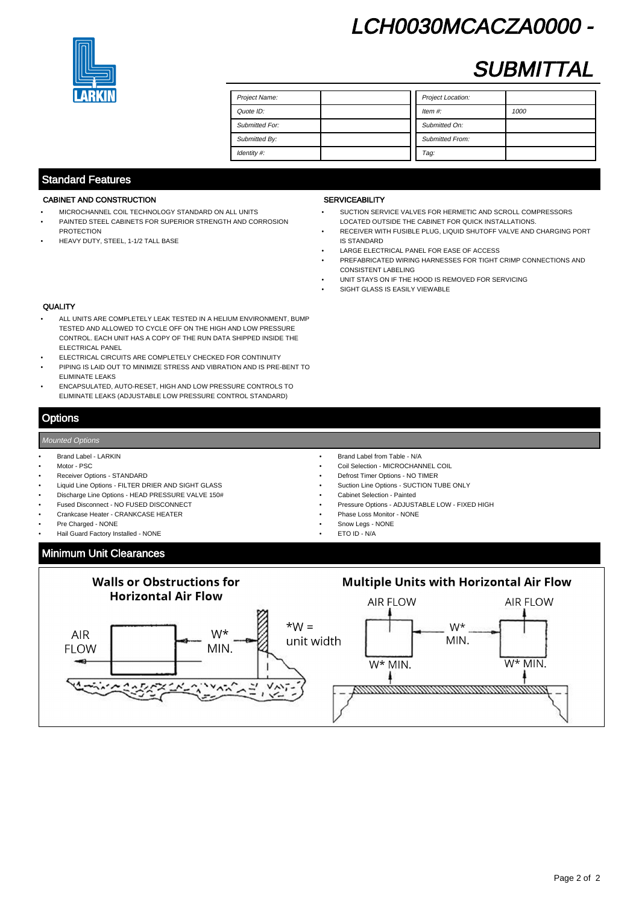# LCH0030MCACZA0000 - SUBMITTAL

| | | | |
|---|---|---|---|
| Project Name: | | Project Location: | |
| Quote ID: | | Item #: | 1000 |
| Submitted For: | | Submitted On: | |
| Submitted By: | | Submitted From: | |
| Identity #: | | Tag: | |

## Standard Features

### CABINET AND CONSTRUCTION

- MICROCHANNEL COIL TECHNOLOGY STANDARD ON ALL UNITS
- PAINTED STEEL CABINETS FOR SUPERIOR STRENGTH AND CORROSION PROTECTION
- HEAVY DUTY, STEEL, 1-1/2 TALL BASE

### SERVICEABILITY

- SUCTION SERVICE VALVES FOR HERMETIC AND SCROLL COMPRESSORS LOCATED OUTSIDE THE CABINET FOR QUICK INSTALLATIONS.
- RECEIVER WITH FUSIBLE PLUG, LIQUID SHUTOFF VALVE AND CHARGING PORT IS STANDARD
- LARGE ELECTRICAL PANEL FOR EASE OF ACCESS
- PREFABRICATED WIRING HARNESSES FOR TIGHT CRIMP CONNECTIONS AND CONSISTENT LABELING
- UNIT STAYS ON IF THE HOOD IS REMOVED FOR SERVICING
- SIGHT GLASS IS EASILY VIEWABLE

### QUALITY

- ALL UNITS ARE COMPLETELY LEAK TESTED IN A HELIUM ENVIRONMENT, BUMP TESTED AND ALLOWED TO CYCLE OFF ON THE HIGH AND LOW PRESSURE CONTROL. EACH UNIT HAS A COPY OF THE RUN DATA SHIPPED INSIDE THE ELECTRICAL PANEL
- ELECTRICAL CIRCUITS ARE COMPLETELY CHECKED FOR CONTINUITY
- PIPING IS LAID OUT TO MINIMIZE STRESS AND VIBRATION AND IS PRE-BENT TO ELIMINATE LEAKS
- ENCAPSULATED, AUTO-RESET, HIGH AND LOW PRESSURE CONTROLS TO ELIMINATE LEAKS (ADJUSTABLE LOW PRESSURE CONTROL STANDARD)

## Options

### *Mounted Options*

- Brand Label - LARKIN
- Motor - PSC
- Receiver Options - STANDARD
- Liquid Line Options - FILTER DRIER AND SIGHT GLASS
- Discharge Line Options - HEAD PRESSURE VALVE 150#
- Fused Disconnect - NO FUSED DISCONNECT
- Crankcase Heater - CRANKCASE HEATER
- Pre Charged - NONE
- Hail Guard Factory Installed - NONE
- Brand Label from Table - N/A
- Coil Selection - MICROCHANNEL COIL
- Defrost Timer Options - NO TIMER
- Suction Line Options - SUCTION TUBE ONLY
- Cabinet Selection - Painted
- Pressure Options - ADJUSTABLE LOW - FIXED HIGH
- Phase Loss Monitor - NONE
- Snow Legs - NONE
- ETO ID - N/A

## Minimum Unit Clearances

**Walls or Obstructions for Horizontal Air Flow**

AIR FLOW

W* MIN.

*W = unit width

**Multiple Units with Horizontal Air Flow**

AIR FLOW

AIR FLOW

W* MIN.

W* MIN.

W* MIN.